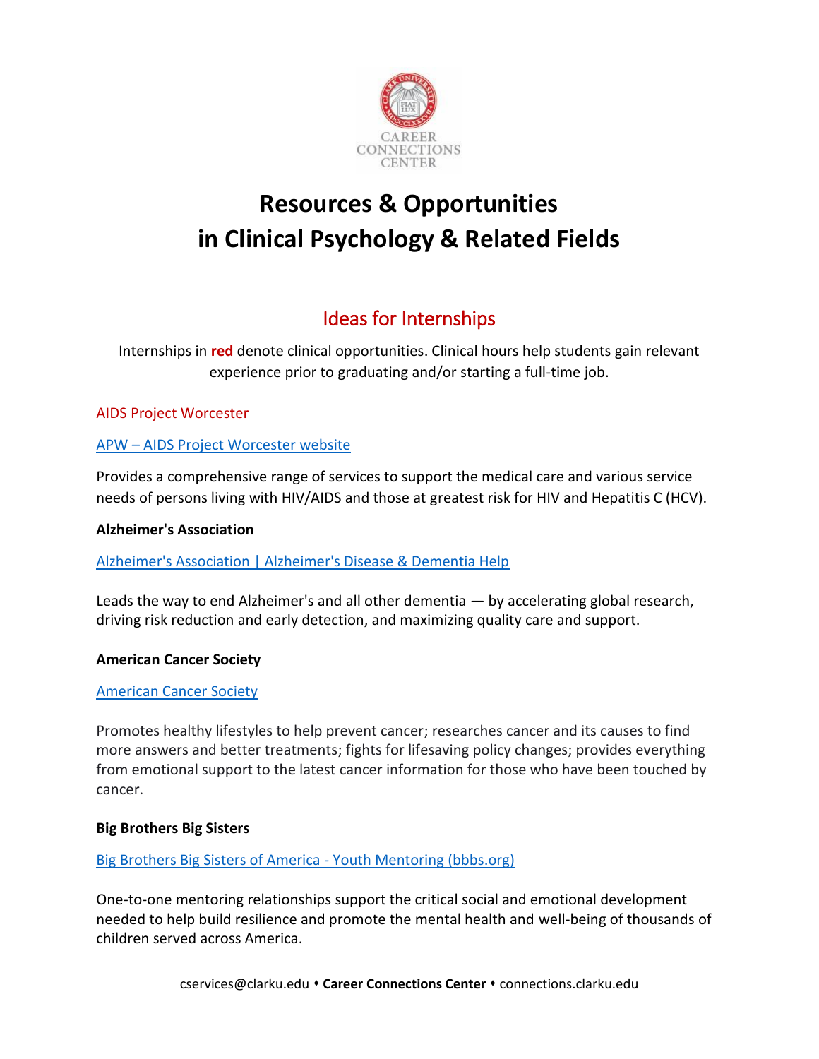CAREER CONNECTIONS CENTER

# Resources & Opportunities in Clinical Psychology & Related Fields

## Ideas for Internships

Internships in **red** denote clinical opportunities. Clinical hours help students gain relevant experience prior to graduating and/or starting a full-time job.

AIDS Project Worcester

[APW – AIDS Project Worcester website]

Provides a comprehensive range of services to support the medical care and various service needs of persons living with HIV/AIDS and those at greatest risk for HIV and Hepatitis C (HCV).

**Alzheimer's Association**

[Alzheimer's Association | Alzheimer's Disease & Dementia Help]

Leads the way to end Alzheimer's and all other dementia — by accelerating global research, driving risk reduction and early detection, and maximizing quality care and support.

**American Cancer Society**

[American Cancer Society]

Promotes healthy lifestyles to help prevent cancer; researches cancer and its causes to find more answers and better treatments; fights for lifesaving policy changes; provides everything from emotional support to the latest cancer information for those who have been touched by cancer.

**Big Brothers Big Sisters**

[Big Brothers Big Sisters of America - Youth Mentoring (bbbs.org)]

One-to-one mentoring relationships support the critical social and emotional development needed to help build resilience and promote the mental health and well-being of thousands of children served across America.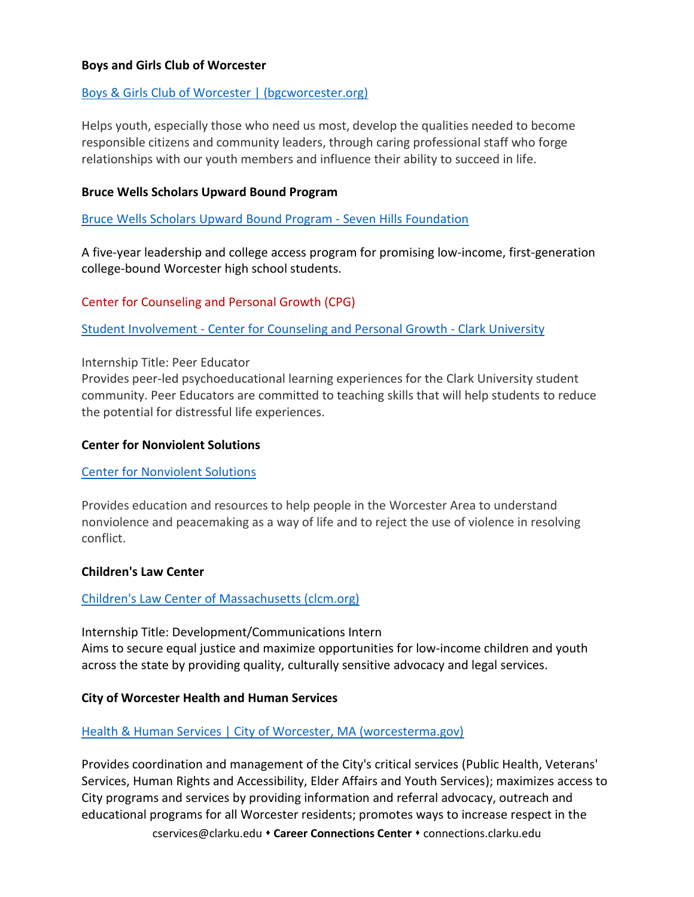**Boys and Girls Club of Worcester**

[Boys & Girls Club of Worcester | (bgcworcester.org)]

Helps youth, especially those who need us most, develop the qualities needed to become responsible citizens and community leaders, through caring professional staff who forge relationships with our youth members and influence their ability to succeed in life.

**Bruce Wells Scholars Upward Bound Program**

[Bruce Wells Scholars Upward Bound Program - Seven Hills Foundation]

A five-year leadership and college access program for promising low-income, first-generation college-bound Worcester high school students.

Center for Counseling and Personal Growth (CPG)

[Student Involvement - Center for Counseling and Personal Growth - Clark University]

Internship Title: Peer Educator
Provides peer-led psychoeducational learning experiences for the Clark University student community. Peer Educators are committed to teaching skills that will help students to reduce the potential for distressful life experiences.

**Center for Nonviolent Solutions**

[Center for Nonviolent Solutions]

Provides education and resources to help people in the Worcester Area to understand nonviolence and peacemaking as a way of life and to reject the use of violence in resolving conflict.

**Children's Law Center**

[Children's Law Center of Massachusetts (clcm.org)]

Internship Title: Development/Communications Intern
Aims to secure equal justice and maximize opportunities for low-income children and youth across the state by providing quality, culturally sensitive advocacy and legal services.

**City of Worcester Health and Human Services**

[Health & Human Services | City of Worcester, MA (worcesterma.gov)]

Provides coordination and management of the City's critical services (Public Health, Veterans' Services, Human Rights and Accessibility, Elder Affairs and Youth Services); maximizes access to City programs and services by providing information and referral advocacy, outreach and educational programs for all Worcester residents; promotes ways to increase respect in the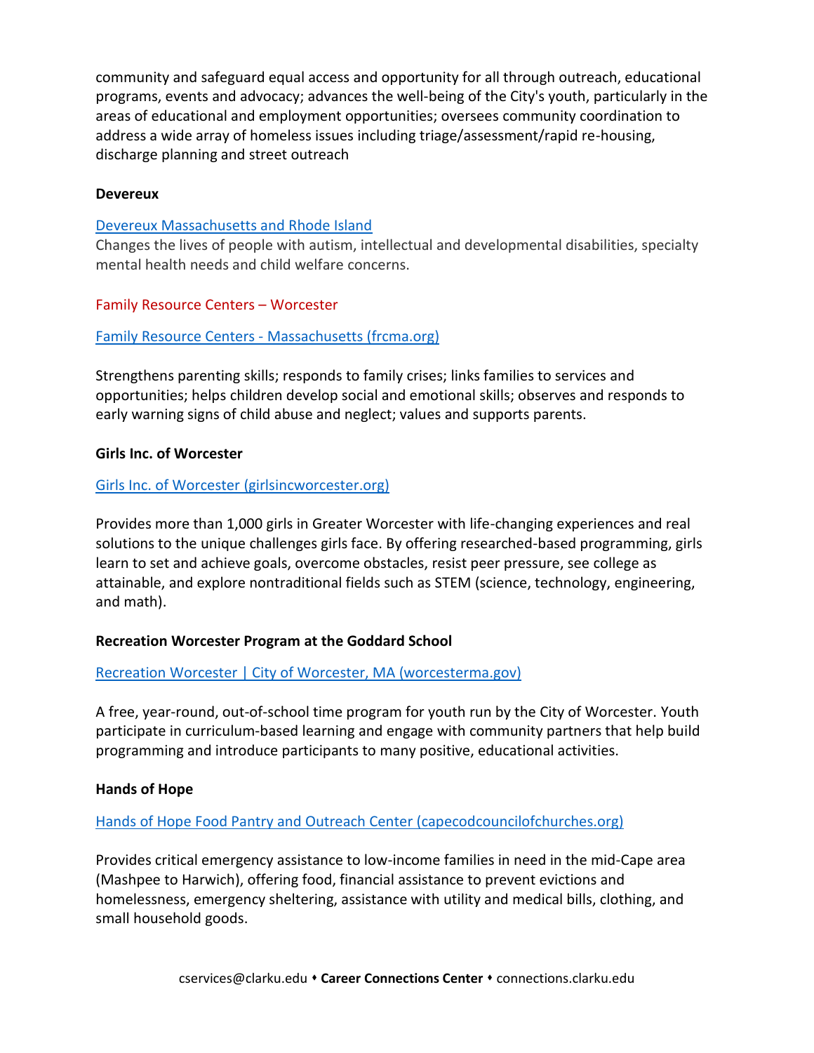community and safeguard equal access and opportunity for all through outreach, educational programs, events and advocacy; advances the well-being of the City's youth, particularly in the areas of educational and employment opportunities; oversees community coordination to address a wide array of homeless issues including triage/assessment/rapid re-housing, discharge planning and street outreach

**Devereux**

[Devereux Massachusetts and Rhode Island]()

Changes the lives of people with autism, intellectual and developmental disabilities, specialty mental health needs and child welfare concerns.

Family Resource Centers – Worcester

[Family Resource Centers - Massachusetts (frcma.org)]()

Strengthens parenting skills; responds to family crises; links families to services and opportunities; helps children develop social and emotional skills; observes and responds to early warning signs of child abuse and neglect; values and supports parents.

**Girls Inc. of Worcester**

[Girls Inc. of Worcester (girlsincworcester.org)]()

Provides more than 1,000 girls in Greater Worcester with life-changing experiences and real solutions to the unique challenges girls face. By offering researched-based programming, girls learn to set and achieve goals, overcome obstacles, resist peer pressure, see college as attainable, and explore nontraditional fields such as STEM (science, technology, engineering, and math).

**Recreation Worcester Program at the Goddard School**

[Recreation Worcester | City of Worcester, MA (worcesterma.gov)]()

A free, year-round, out-of-school time program for youth run by the City of Worcester. Youth participate in curriculum-based learning and engage with community partners that help build programming and introduce participants to many positive, educational activities.

**Hands of Hope**

[Hands of Hope Food Pantry and Outreach Center (capecodcouncilofchurches.org)]()

Provides critical emergency assistance to low-income families in need in the mid-Cape area (Mashpee to Harwich), offering food, financial assistance to prevent evictions and homelessness, emergency sheltering, assistance with utility and medical bills, clothing, and small household goods.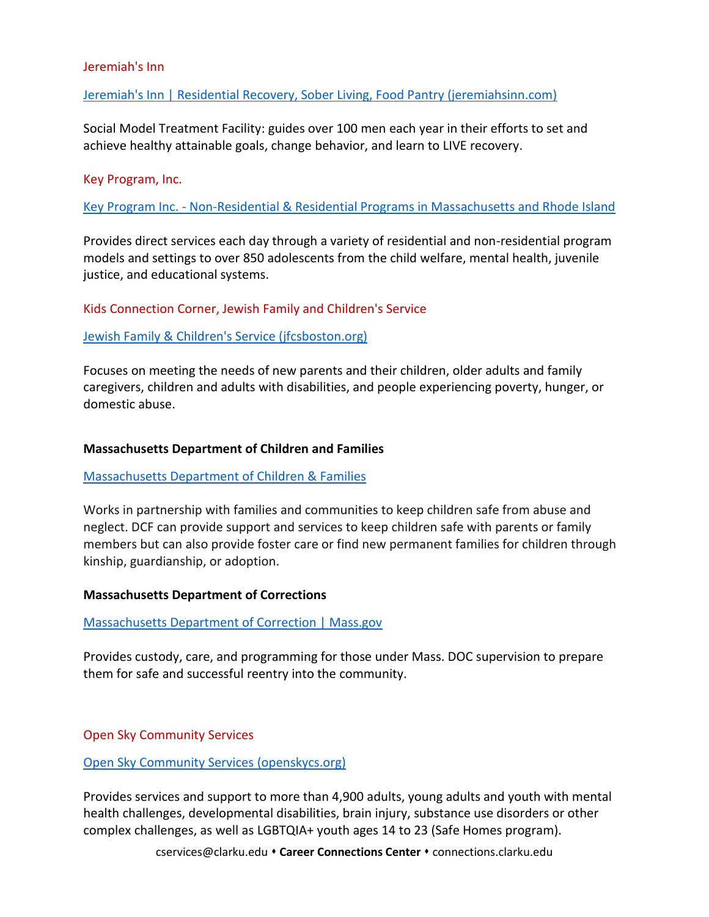Jeremiah's Inn

[Jeremiah's Inn | Residential Recovery, Sober Living, Food Pantry (jeremiahsinn.com)]

Social Model Treatment Facility: guides over 100 men each year in their efforts to set and achieve healthy attainable goals, change behavior, and learn to LIVE recovery.

Key Program, Inc.

[Key Program Inc. - Non-Residential & Residential Programs in Massachusetts and Rhode Island]

Provides direct services each day through a variety of residential and non-residential program models and settings to over 850 adolescents from the child welfare, mental health, juvenile justice, and educational systems.

Kids Connection Corner, Jewish Family and Children's Service

[Jewish Family & Children's Service (jfcsboston.org)]

Focuses on meeting the needs of new parents and their children, older adults and family caregivers, children and adults with disabilities, and people experiencing poverty, hunger, or domestic abuse.

**Massachusetts Department of Children and Families**

[Massachusetts Department of Children & Families]

Works in partnership with families and communities to keep children safe from abuse and neglect. DCF can provide support and services to keep children safe with parents or family members but can also provide foster care or find new permanent families for children through kinship, guardianship, or adoption.

**Massachusetts Department of Corrections**

[Massachusetts Department of Correction | Mass.gov]

Provides custody, care, and programming for those under Mass. DOC supervision to prepare them for safe and successful reentry into the community.

Open Sky Community Services

[Open Sky Community Services (openskycs.org)]

Provides services and support to more than 4,900 adults, young adults and youth with mental health challenges, developmental disabilities, brain injury, substance use disorders or other complex challenges, as well as LGBTQIA+ youth ages 14 to 23 (Safe Homes program).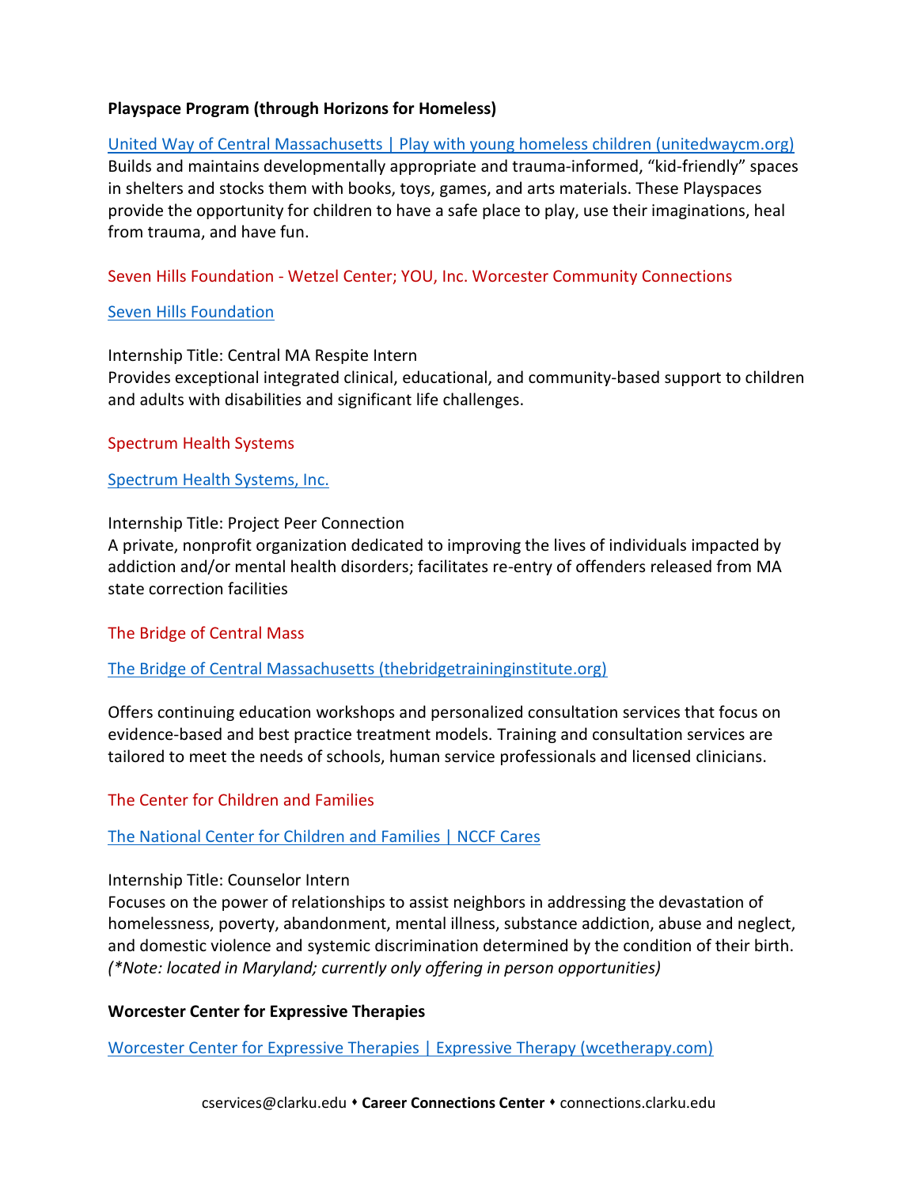**Playspace Program (through Horizons for Homeless)**

[United Way of Central Massachusetts | Play with young homeless children (unitedwaycm.org)](unitedwaycm.org)
Builds and maintains developmentally appropriate and trauma-informed, “kid-friendly” spaces in shelters and stocks them with books, toys, games, and arts materials. These Playspaces provide the opportunity for children to have a safe place to play, use their imaginations, heal from trauma, and have fun.

Seven Hills Foundation - Wetzel Center; YOU, Inc. Worcester Community Connections

Seven Hills Foundation

Internship Title: Central MA Respite Intern
Provides exceptional integrated clinical, educational, and community-based support to children and adults with disabilities and significant life challenges.

Spectrum Health Systems

Spectrum Health Systems, Inc.

Internship Title: Project Peer Connection
A private, nonprofit organization dedicated to improving the lives of individuals impacted by addiction and/or mental health disorders; facilitates re-entry of offenders released from MA state correction facilities

The Bridge of Central Mass

[The Bridge of Central Massachusetts (thebridgetraininginstitute.org)](thebridgetraininginstitute.org)

Offers continuing education workshops and personalized consultation services that focus on evidence-based and best practice treatment models. Training and consultation services are tailored to meet the needs of schools, human service professionals and licensed clinicians.

The Center for Children and Families

The National Center for Children and Families | NCCF Cares

Internship Title: Counselor Intern
Focuses on the power of relationships to assist neighbors in addressing the devastation of homelessness, poverty, abandonment, mental illness, substance addiction, abuse and neglect, and domestic violence and systemic discrimination determined by the condition of their birth. *(*Note: located in Maryland; currently only offering in person opportunities)*

**Worcester Center for Expressive Therapies**

[Worcester Center for Expressive Therapies | Expressive Therapy (wcetherapy.com)](wcetherapy.com)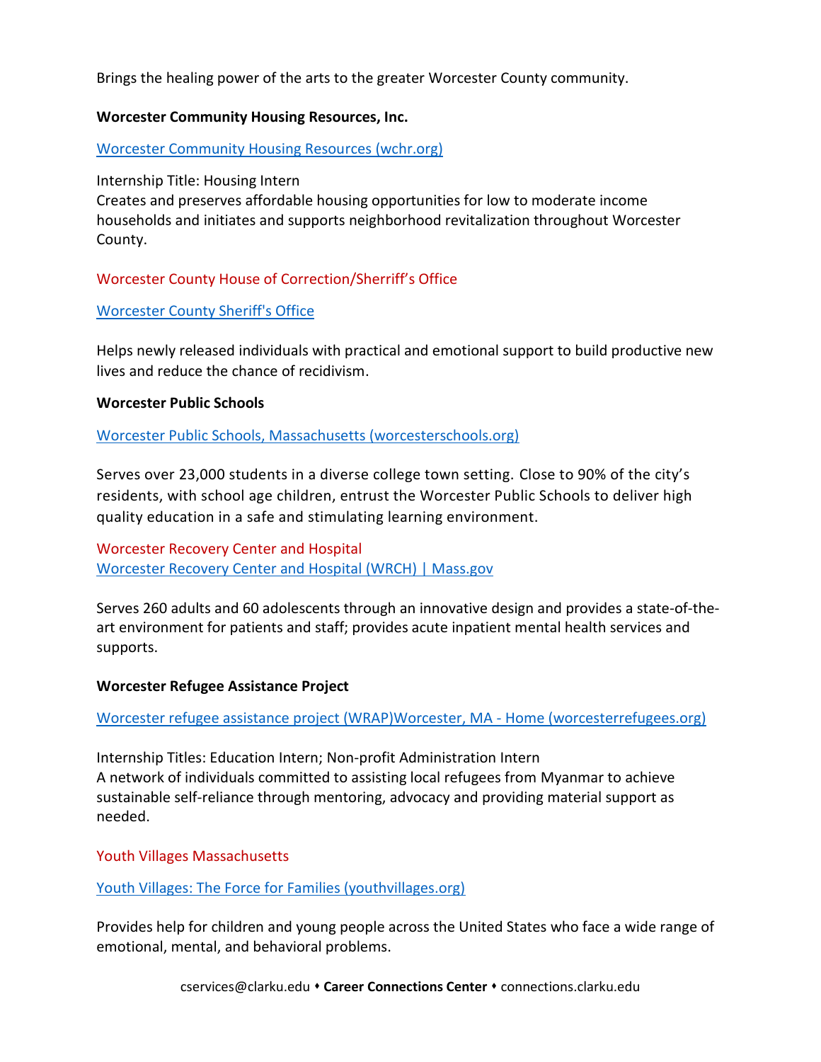Brings the healing power of the arts to the greater Worcester County community.

**Worcester Community Housing Resources, Inc.**

[Worcester Community Housing Resources (wchr.org)]

Internship Title: Housing Intern
Creates and preserves affordable housing opportunities for low to moderate income households and initiates and supports neighborhood revitalization throughout Worcester County.

Worcester County House of Correction/Sherriff's Office

[Worcester County Sheriff's Office]

Helps newly released individuals with practical and emotional support to build productive new lives and reduce the chance of recidivism.

**Worcester Public Schools**

[Worcester Public Schools, Massachusetts (worcesterschools.org)]

Serves over 23,000 students in a diverse college town setting. Close to 90% of the city's residents, with school age children, entrust the Worcester Public Schools to deliver high quality education in a safe and stimulating learning environment.

Worcester Recovery Center and Hospital
[Worcester Recovery Center and Hospital (WRCH) | Mass.gov]

Serves 260 adults and 60 adolescents through an innovative design and provides a state-of-the-art environment for patients and staff; provides acute inpatient mental health services and supports.

**Worcester Refugee Assistance Project**

[Worcester refugee assistance project (WRAP)Worcester, MA - Home (worcesterrefugees.org)]

Internship Titles: Education Intern; Non-profit Administration Intern
A network of individuals committed to assisting local refugees from Myanmar to achieve sustainable self-reliance through mentoring, advocacy and providing material support as needed.

Youth Villages Massachusetts

[Youth Villages: The Force for Families (youthvillages.org)]

Provides help for children and young people across the United States who face a wide range of emotional, mental, and behavioral problems.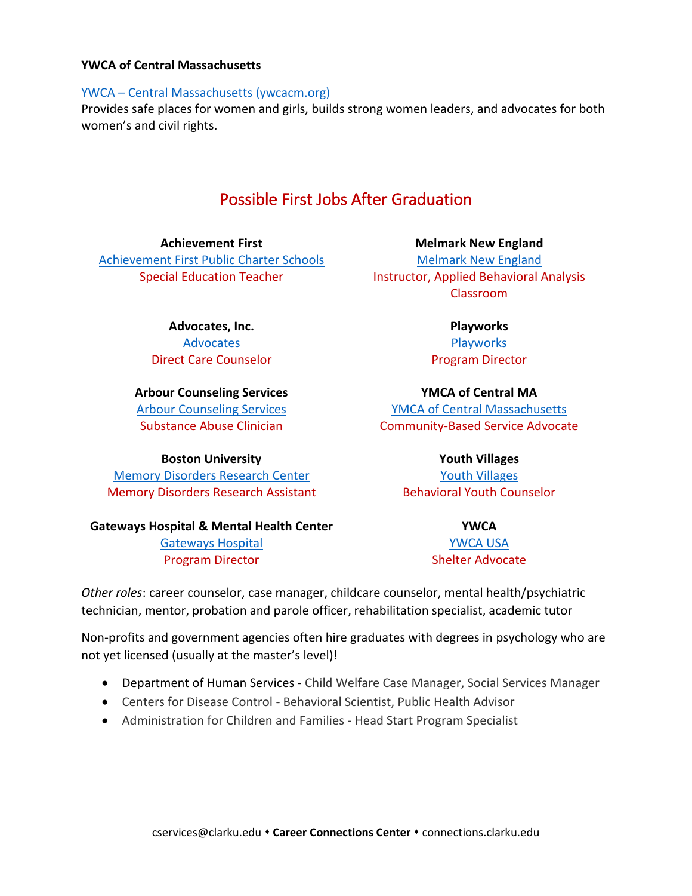**YWCA of Central Massachusetts**

[YWCA – Central Massachusetts (ywcacm.org)](ywcacm.org)
Provides safe places for women and girls, builds strong women leaders, and advocates for both women's and civil rights.

## Possible First Jobs After Graduation

**Achievement First**
[Achievement First Public Charter Schools]()
Special Education Teacher

**Advocates, Inc.**
[Advocates]()
Direct Care Counselor

**Arbour Counseling Services**
[Arbour Counseling Services]()
Substance Abuse Clinician

**Boston University**
[Memory Disorders Research Center]()
Memory Disorders Research Assistant

**Gateways Hospital & Mental Health Center**
[Gateways Hospital]()
Program Director

**Melmark New England**
[Melmark New England]()
Instructor, Applied Behavioral Analysis Classroom

**Playworks**
[Playworks]()
Program Director

**YMCA of Central MA**
[YMCA of Central Massachusetts]()
Community-Based Service Advocate

**Youth Villages**
[Youth Villages]()
Behavioral Youth Counselor

**YWCA**
[YWCA USA]()
Shelter Advocate

*Other roles*: career counselor, case manager, childcare counselor, mental health/psychiatric technician, mentor, probation and parole officer, rehabilitation specialist, academic tutor

Non-profits and government agencies often hire graduates with degrees in psychology who are not yet licensed (usually at the master's level)!

- Department of Human Services - Child Welfare Case Manager, Social Services Manager
- Centers for Disease Control - Behavioral Scientist, Public Health Advisor
- Administration for Children and Families - Head Start Program Specialist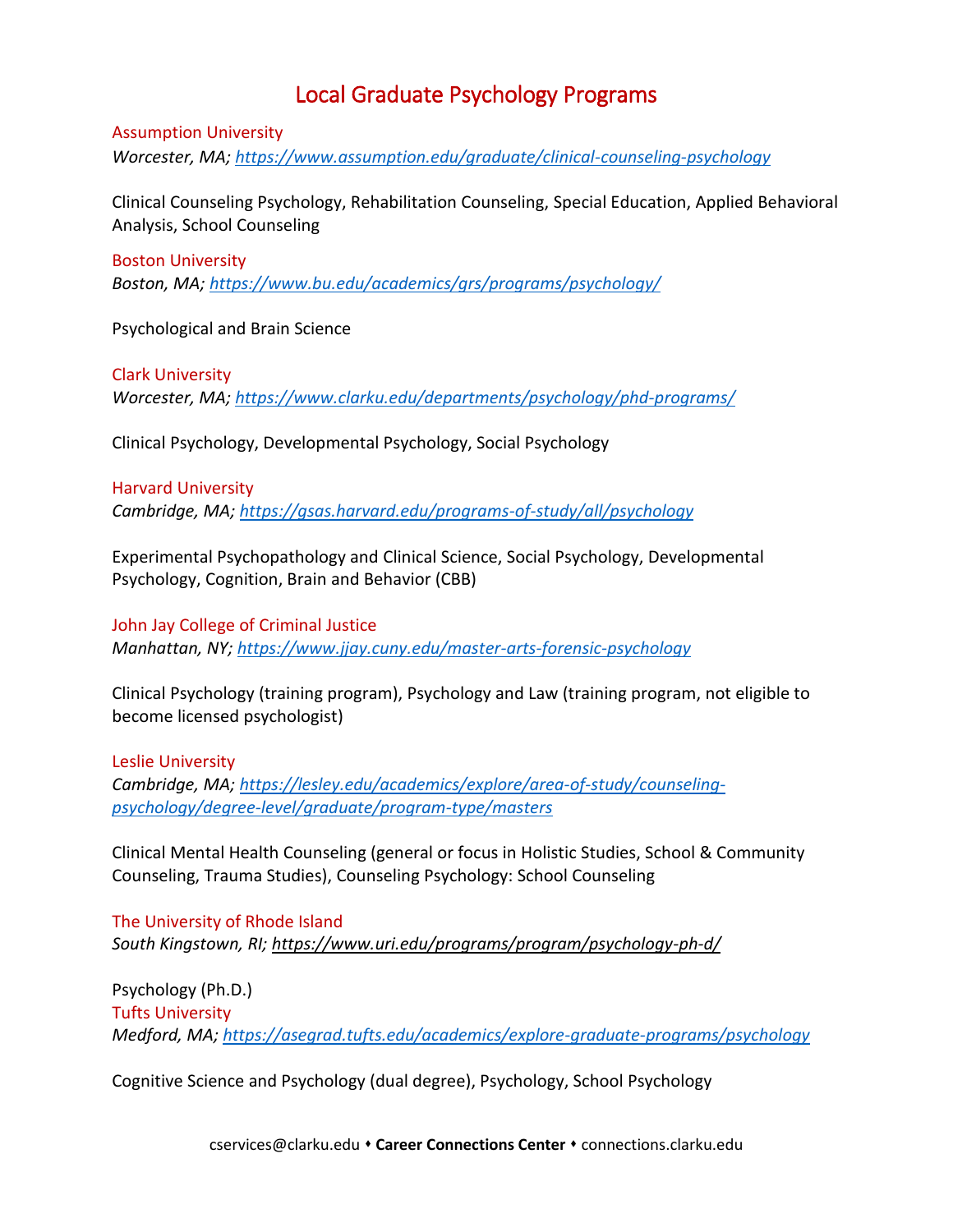# Local Graduate Psychology Programs

## Assumption University

*Worcester, MA; https://www.assumption.edu/graduate/clinical-counseling-psychology*

Clinical Counseling Psychology, Rehabilitation Counseling, Special Education, Applied Behavioral Analysis, School Counseling

## Boston University

*Boston, MA; https://www.bu.edu/academics/grs/programs/psychology/*

Psychological and Brain Science

## Clark University

*Worcester, MA; https://www.clarku.edu/departments/psychology/phd-programs/*

Clinical Psychology, Developmental Psychology, Social Psychology

## Harvard University

*Cambridge, MA; https://gsas.harvard.edu/programs-of-study/all/psychology*

Experimental Psychopathology and Clinical Science, Social Psychology, Developmental Psychology, Cognition, Brain and Behavior (CBB)

## John Jay College of Criminal Justice

*Manhattan, NY; https://www.jjay.cuny.edu/master-arts-forensic-psychology*

Clinical Psychology (training program), Psychology and Law (training program, not eligible to become licensed psychologist)

## Leslie University

*Cambridge, MA; https://lesley.edu/academics/explore/area-of-study/counseling-psychology/degree-level/graduate/program-type/masters*

Clinical Mental Health Counseling (general or focus in Holistic Studies, School & Community Counseling, Trauma Studies), Counseling Psychology: School Counseling

## The University of Rhode Island

*South Kingstown, RI; https://www.uri.edu/programs/program/psychology-ph-d/*

Psychology (Ph.D.)

## Tufts University

*Medford, MA; https://asegrad.tufts.edu/academics/explore-graduate-programs/psychology*

Cognitive Science and Psychology (dual degree), Psychology, School Psychology

cservices@clarku.edu ⬩ **Career Connections Center** ⬩ connections.clarku.edu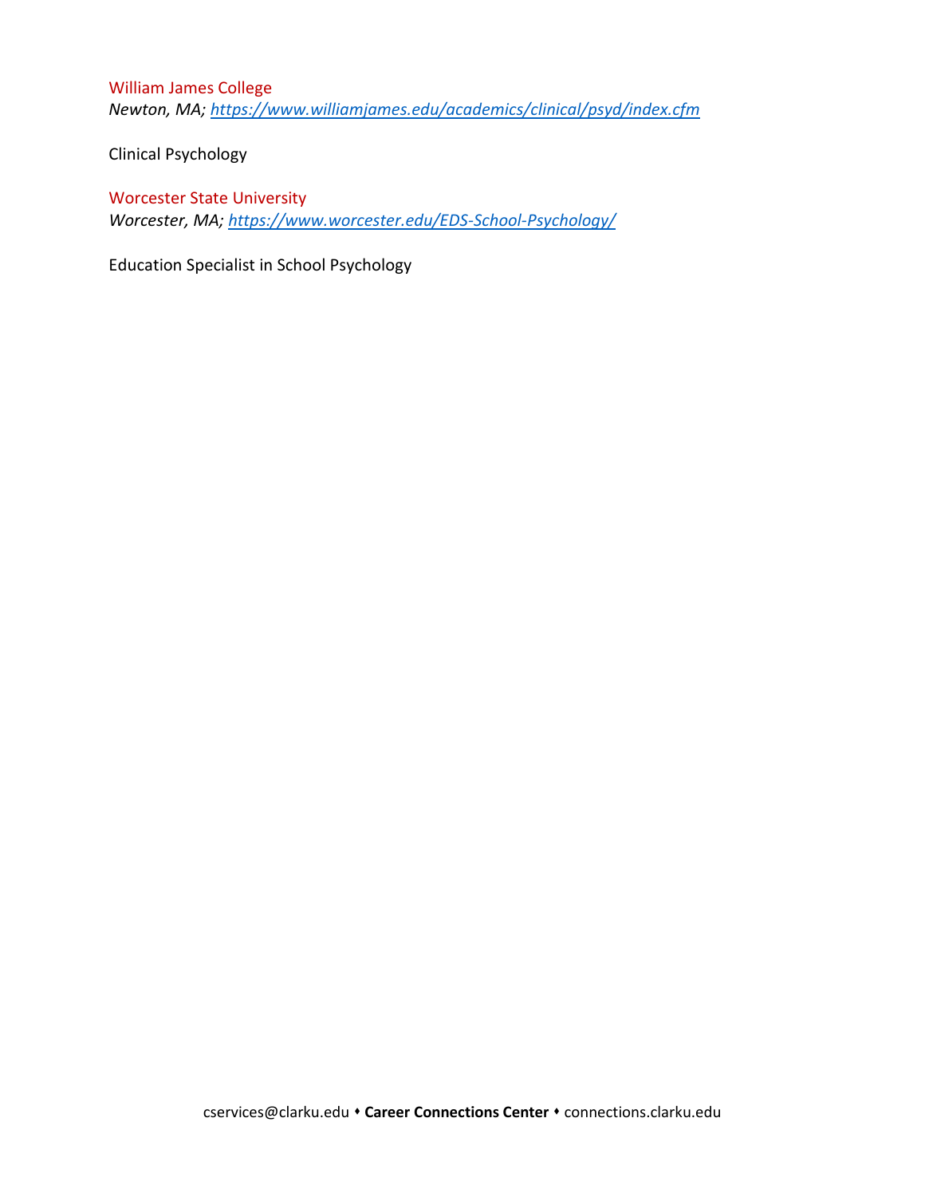William James College

*Newton, MA; [https://www.williamjames.edu/academics/clinical/psyd/index.cfm](https://www.williamjames.edu/academics/clinical/psyd/index.cfm)*

Clinical Psychology

Worcester State University

*Worcester, MA; [https://www.worcester.edu/EDS-School-Psychology/](https://www.worcester.edu/EDS-School-Psychology/)*

Education Specialist in School Psychology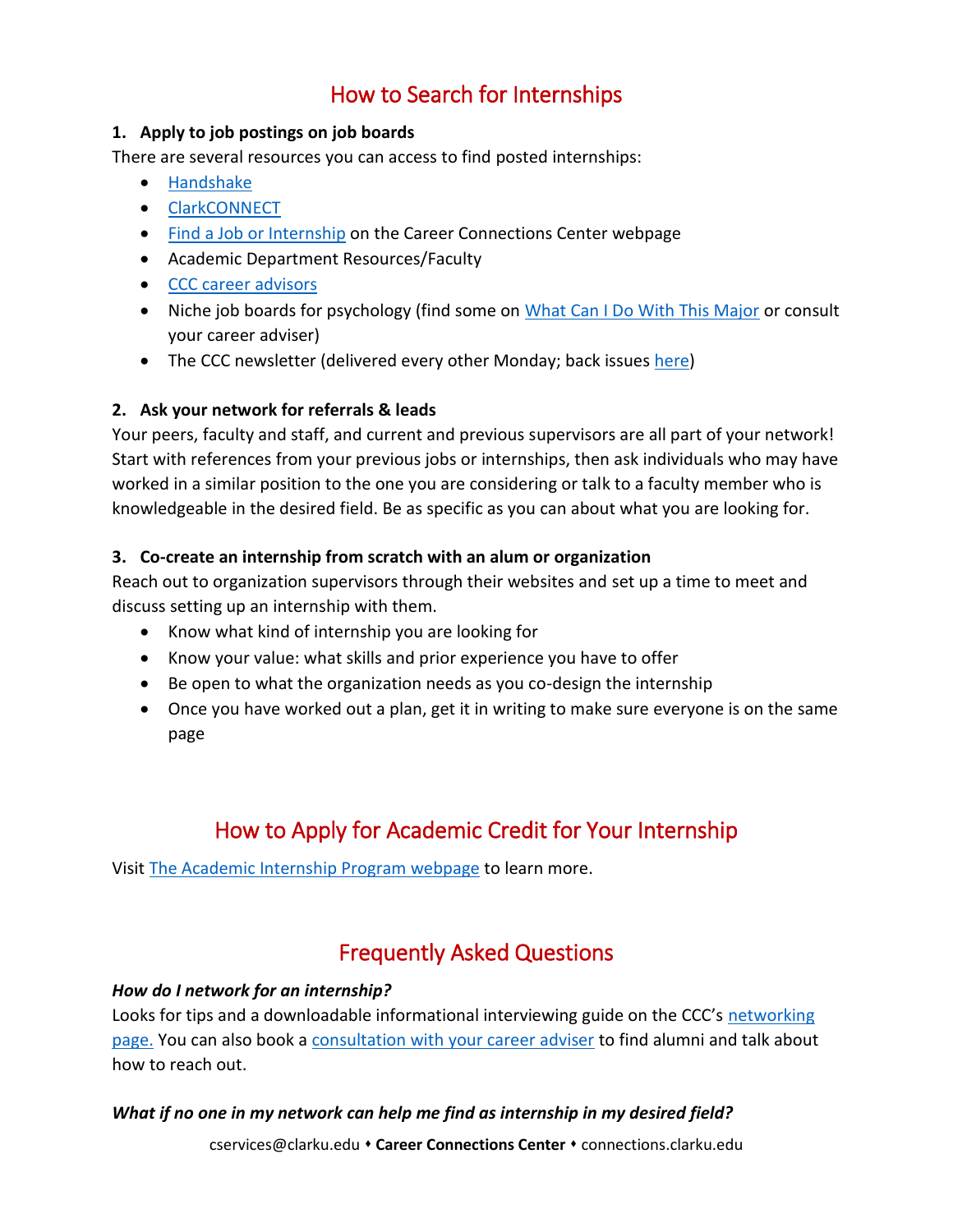# How to Search for Internships

**1. Apply to job postings on job boards**

There are several resources you can access to find posted internships:

- Handshake
- ClarkCONNECT
- Find a Job or Internship on the Career Connections Center webpage
- Academic Department Resources/Faculty
- CCC career advisors
- Niche job boards for psychology (find some on What Can I Do With This Major or consult your career adviser)
- The CCC newsletter (delivered every other Monday; back issues here)

**2. Ask your network for referrals & leads**

Your peers, faculty and staff, and current and previous supervisors are all part of your network! Start with references from your previous jobs or internships, then ask individuals who may have worked in a similar position to the one you are considering or talk to a faculty member who is knowledgeable in the desired field. Be as specific as you can about what you are looking for.

**3. Co-create an internship from scratch with an alum or organization**

Reach out to organization supervisors through their websites and set up a time to meet and discuss setting up an internship with them.

- Know what kind of internship you are looking for
- Know your value: what skills and prior experience you have to offer
- Be open to what the organization needs as you co-design the internship
- Once you have worked out a plan, get it in writing to make sure everyone is on the same page

# How to Apply for Academic Credit for Your Internship

Visit The Academic Internship Program webpage to learn more.

# Frequently Asked Questions

***How do I network for an internship?***

Looks for tips and a downloadable informational interviewing guide on the CCC's networking page. You can also book a consultation with your career adviser to find alumni and talk about how to reach out.

***What if no one in my network can help me find as internship in my desired field?***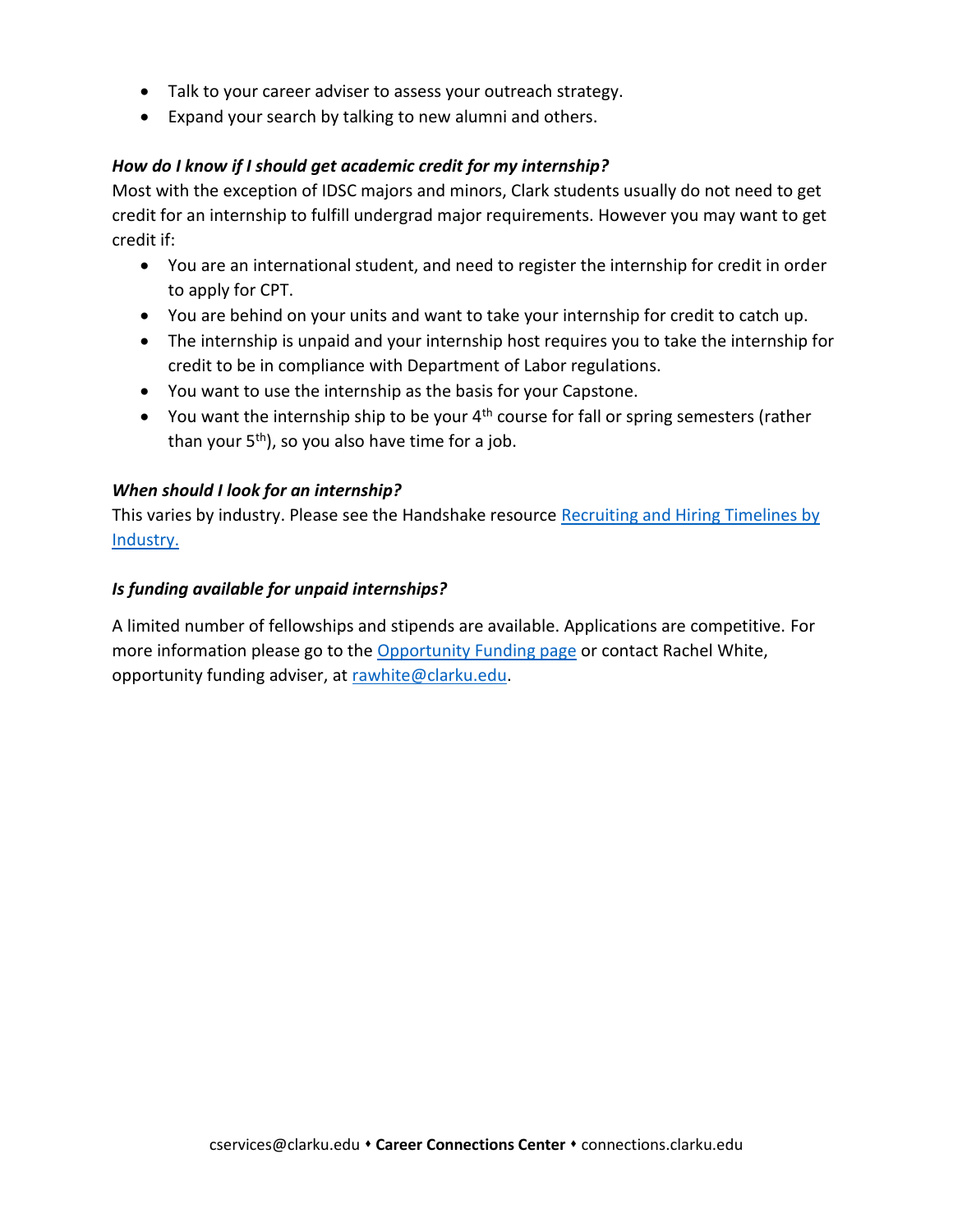- Talk to your career adviser to assess your outreach strategy.
- Expand your search by talking to new alumni and others.

***How do I know if I should get academic credit for my internship?***

Most with the exception of IDSC majors and minors, Clark students usually do not need to get credit for an internship to fulfill undergrad major requirements. However you may want to get credit if:

- You are an international student, and need to register the internship for credit in order to apply for CPT.
- You are behind on your units and want to take your internship for credit to catch up.
- The internship is unpaid and your internship host requires you to take the internship for credit to be in compliance with Department of Labor regulations.
- You want to use the internship as the basis for your Capstone.
- You want the internship ship to be your 4th course for fall or spring semesters (rather than your 5th), so you also have time for a job.

***When should I look for an internship?***

This varies by industry. Please see the Handshake resource [Recruiting and Hiring Timelines by Industry.]()

***Is funding available for unpaid internships?***

A limited number of fellowships and stipends are available. Applications are competitive. For more information please go to the [Opportunity Funding page]() or contact Rachel White, opportunity funding adviser, at [rawhite@clarku.edu]().